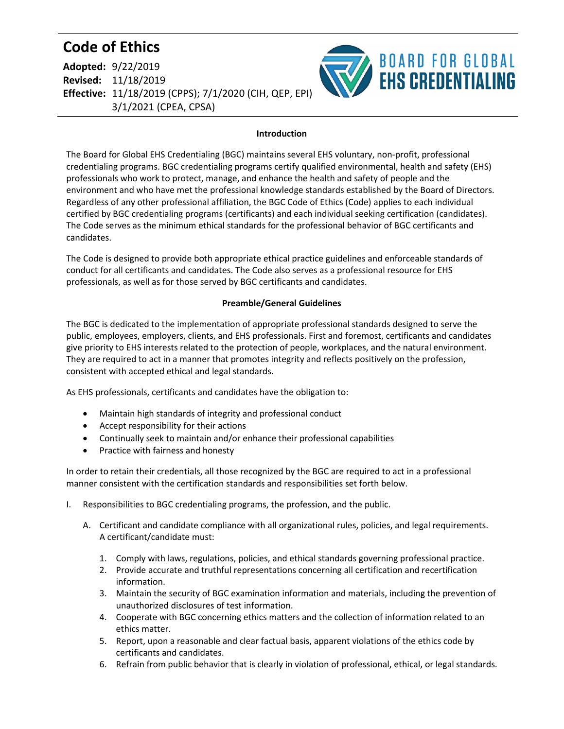# Code of Ethics

**Adopted:** 9/22/2019
**Revised:** 11/18/2019
**Effective:** 11/18/2019 (CPPS); 7/1/2020 (CIH, QEP, EPI)
3/1/2021 (CPEA, CPSA)

BOARD FOR GLOBAL EHS CREDENTIALING

**Introduction**

The Board for Global EHS Credentialing (BGC) maintains several EHS voluntary, non-profit, professional credentialing programs. BGC credentialing programs certify qualified environmental, health and safety (EHS) professionals who work to protect, manage, and enhance the health and safety of people and the environment and who have met the professional knowledge standards established by the Board of Directors. Regardless of any other professional affiliation, the BGC Code of Ethics (Code) applies to each individual certified by BGC credentialing programs (certificants) and each individual seeking certification (candidates). The Code serves as the minimum ethical standards for the professional behavior of BGC certificants and candidates.

The Code is designed to provide both appropriate ethical practice guidelines and enforceable standards of conduct for all certificants and candidates. The Code also serves as a professional resource for EHS professionals, as well as for those served by BGC certificants and candidates.

**Preamble/General Guidelines**

The BGC is dedicated to the implementation of appropriate professional standards designed to serve the public, employees, employers, clients, and EHS professionals. First and foremost, certificants and candidates give priority to EHS interests related to the protection of people, workplaces, and the natural environment. They are required to act in a manner that promotes integrity and reflects positively on the profession, consistent with accepted ethical and legal standards.

As EHS professionals, certificants and candidates have the obligation to:

- Maintain high standards of integrity and professional conduct
- Accept responsibility for their actions
- Continually seek to maintain and/or enhance their professional capabilities
- Practice with fairness and honesty

In order to retain their credentials, all those recognized by the BGC are required to act in a professional manner consistent with the certification standards and responsibilities set forth below.

I. Responsibilities to BGC credentialing programs, the profession, and the public.

   A. Certificant and candidate compliance with all organizational rules, policies, and legal requirements. A certificant/candidate must:

      1. Comply with laws, regulations, policies, and ethical standards governing professional practice.
      2. Provide accurate and truthful representations concerning all certification and recertification information.
      3. Maintain the security of BGC examination information and materials, including the prevention of unauthorized disclosures of test information.
      4. Cooperate with BGC concerning ethics matters and the collection of information related to an ethics matter.
      5. Report, upon a reasonable and clear factual basis, apparent violations of the ethics code by certificants and candidates.
      6. Refrain from public behavior that is clearly in violation of professional, ethical, or legal standards.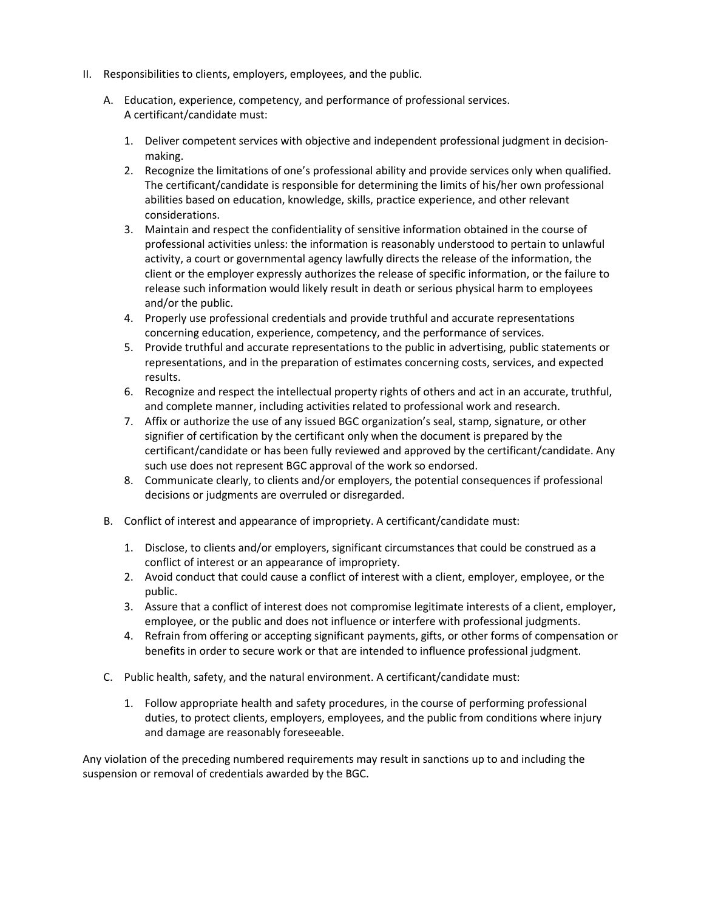II. Responsibilities to clients, employers, employees, and the public.

   A. Education, experience, competency, and performance of professional services.
      A certificant/candidate must:

      1. Deliver competent services with objective and independent professional judgment in decision-making.
      2. Recognize the limitations of one's professional ability and provide services only when qualified. The certificant/candidate is responsible for determining the limits of his/her own professional abilities based on education, knowledge, skills, practice experience, and other relevant considerations.
      3. Maintain and respect the confidentiality of sensitive information obtained in the course of professional activities unless: the information is reasonably understood to pertain to unlawful activity, a court or governmental agency lawfully directs the release of the information, the client or the employer expressly authorizes the release of specific information, or the failure to release such information would likely result in death or serious physical harm to employees and/or the public.
      4. Properly use professional credentials and provide truthful and accurate representations concerning education, experience, competency, and the performance of services.
      5. Provide truthful and accurate representations to the public in advertising, public statements or representations, and in the preparation of estimates concerning costs, services, and expected results.
      6. Recognize and respect the intellectual property rights of others and act in an accurate, truthful, and complete manner, including activities related to professional work and research.
      7. Affix or authorize the use of any issued BGC organization's seal, stamp, signature, or other signifier of certification by the certificant only when the document is prepared by the certificant/candidate or has been fully reviewed and approved by the certificant/candidate. Any such use does not represent BGC approval of the work so endorsed.
      8. Communicate clearly, to clients and/or employers, the potential consequences if professional decisions or judgments are overruled or disregarded.

   B. Conflict of interest and appearance of impropriety. A certificant/candidate must:

      1. Disclose, to clients and/or employers, significant circumstances that could be construed as a conflict of interest or an appearance of impropriety.
      2. Avoid conduct that could cause a conflict of interest with a client, employer, employee, or the public.
      3. Assure that a conflict of interest does not compromise legitimate interests of a client, employer, employee, or the public and does not influence or interfere with professional judgments.
      4. Refrain from offering or accepting significant payments, gifts, or other forms of compensation or benefits in order to secure work or that are intended to influence professional judgment.

   C. Public health, safety, and the natural environment. A certificant/candidate must:

      1. Follow appropriate health and safety procedures, in the course of performing professional duties, to protect clients, employers, employees, and the public from conditions where injury and damage are reasonably foreseeable.

Any violation of the preceding numbered requirements may result in sanctions up to and including the suspension or removal of credentials awarded by the BGC.